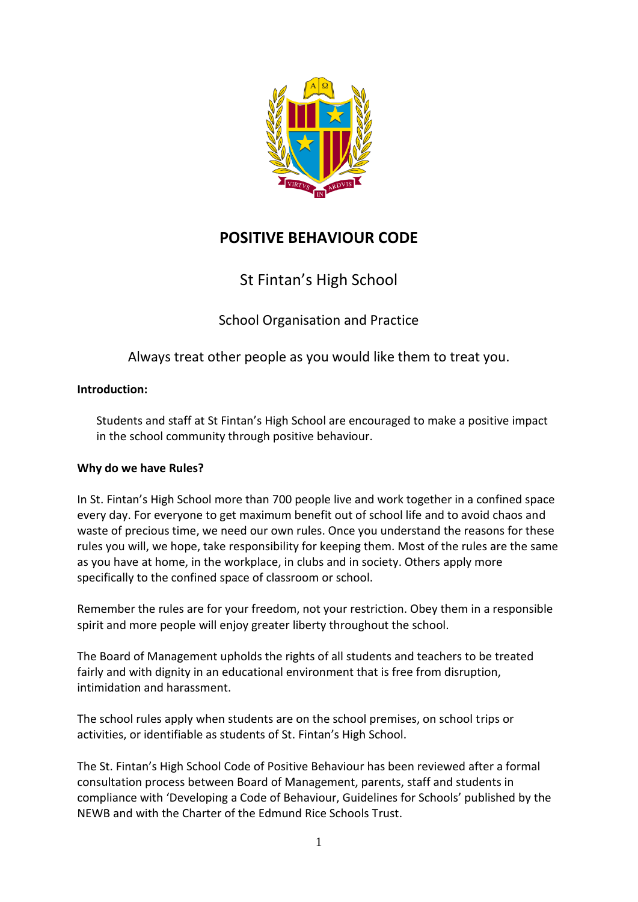# POSITIVE BEHAVIOUR CODE

St Fintan's High School

School Organisation and Practice

Always treat other people as you would like them to treat you.

**Introduction:**

Students and staff at St Fintan's High School are encouraged to make a positive impact in the school community through positive behaviour.

**Why do we have Rules?**

In St. Fintan's High School more than 700 people live and work together in a confined space every day. For everyone to get maximum benefit out of school life and to avoid chaos and waste of precious time, we need our own rules. Once you understand the reasons for these rules you will, we hope, take responsibility for keeping them. Most of the rules are the same as you have at home, in the workplace, in clubs and in society. Others apply more specifically to the confined space of classroom or school.

Remember the rules are for your freedom, not your restriction. Obey them in a responsible spirit and more people will enjoy greater liberty throughout the school.

The Board of Management upholds the rights of all students and teachers to be treated fairly and with dignity in an educational environment that is free from disruption, intimidation and harassment.

The school rules apply when students are on the school premises, on school trips or activities, or identifiable as students of St. Fintan's High School.

The St. Fintan's High School Code of Positive Behaviour has been reviewed after a formal consultation process between Board of Management, parents, staff and students in compliance with 'Developing a Code of Behaviour, Guidelines for Schools' published by the NEWB and with the Charter of the Edmund Rice Schools Trust.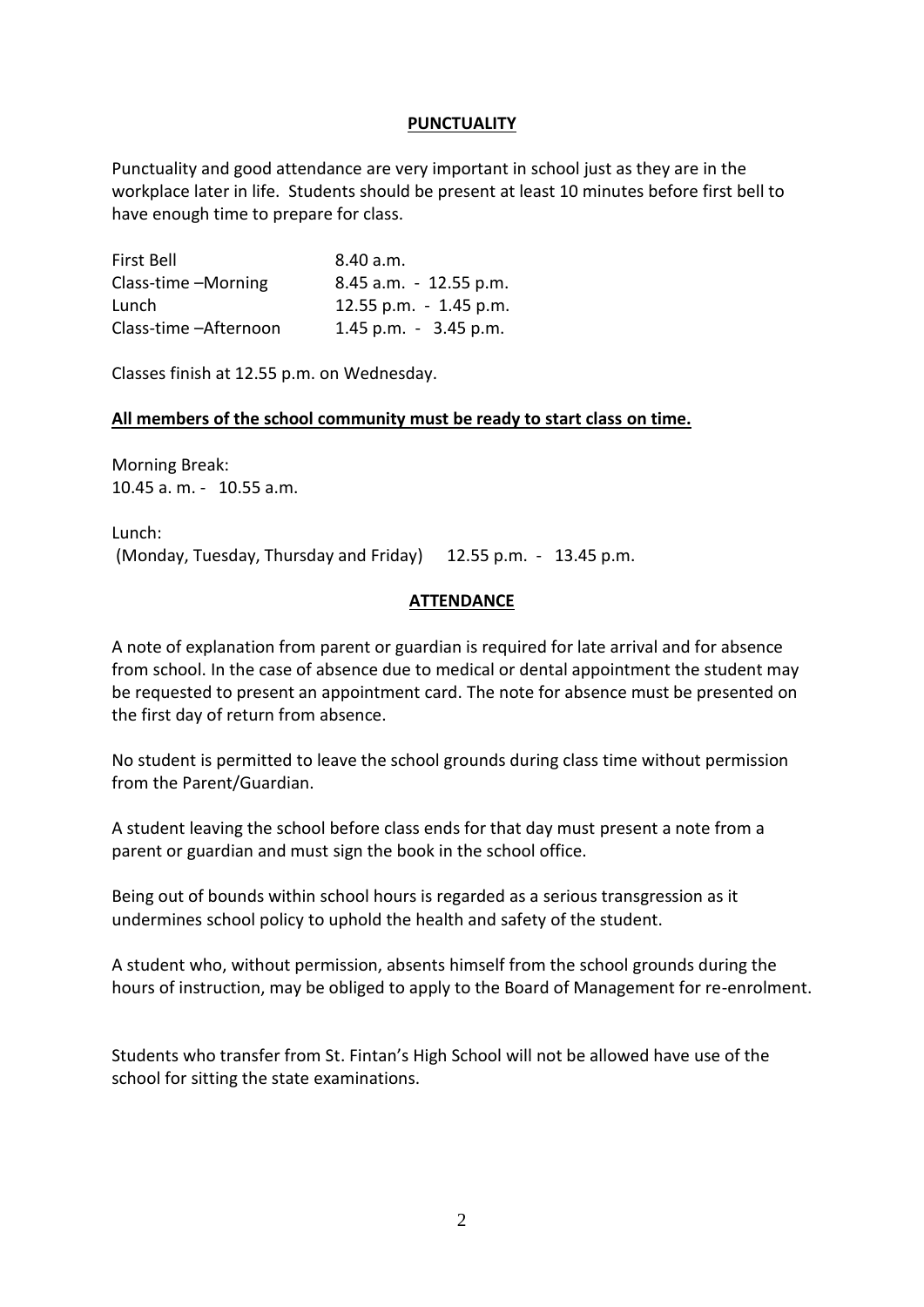## PUNCTUALITY

Punctuality and good attendance are very important in school just as they are in the workplace later in life. Students should be present at least 10 minutes before first bell to have enough time to prepare for class.

| | |
|---|---|
| First Bell | 8.40 a.m. |
| Class-time –Morning | 8.45 a.m. - 12.55 p.m. |
| Lunch | 12.55 p.m. - 1.45 p.m. |
| Class-time –Afternoon | 1.45 p.m. - 3.45 p.m. |

Classes finish at 12.55 p.m. on Wednesday.

**All members of the school community must be ready to start class on time.**

Morning Break:
10.45 a. m. - 10.55 a.m.

Lunch:
(Monday, Tuesday, Thursday and Friday) 12.55 p.m. - 13.45 p.m.

## ATTENDANCE

A note of explanation from parent or guardian is required for late arrival and for absence from school. In the case of absence due to medical or dental appointment the student may be requested to present an appointment card. The note for absence must be presented on the first day of return from absence.

No student is permitted to leave the school grounds during class time without permission from the Parent/Guardian.

A student leaving the school before class ends for that day must present a note from a parent or guardian and must sign the book in the school office.

Being out of bounds within school hours is regarded as a serious transgression as it undermines school policy to uphold the health and safety of the student.

A student who, without permission, absents himself from the school grounds during the hours of instruction, may be obliged to apply to the Board of Management for re-enrolment.

Students who transfer from St. Fintan's High School will not be allowed have use of the school for sitting the state examinations.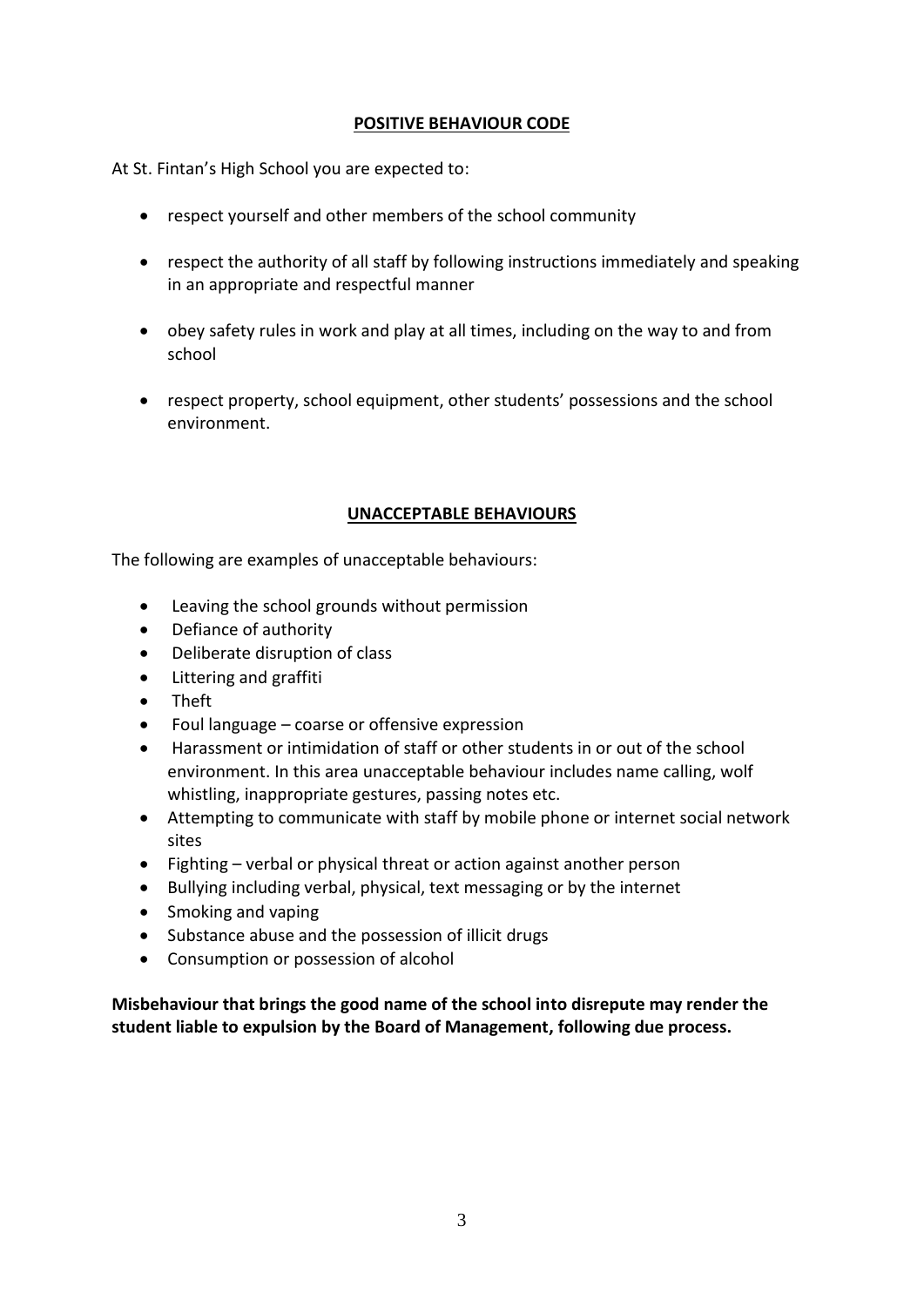## POSITIVE BEHAVIOUR CODE

At St. Fintan's High School you are expected to:

- respect yourself and other members of the school community
- respect the authority of all staff by following instructions immediately and speaking in an appropriate and respectful manner
- obey safety rules in work and play at all times, including on the way to and from school
- respect property, school equipment, other students' possessions and the school environment.

## UNACCEPTABLE BEHAVIOURS

The following are examples of unacceptable behaviours:

- Leaving the school grounds without permission
- Defiance of authority
- Deliberate disruption of class
- Littering and graffiti
- Theft
- Foul language – coarse or offensive expression
- Harassment or intimidation of staff or other students in or out of the school environment. In this area unacceptable behaviour includes name calling, wolf whistling, inappropriate gestures, passing notes etc.
- Attempting to communicate with staff by mobile phone or internet social network sites
- Fighting – verbal or physical threat or action against another person
- Bullying including verbal, physical, text messaging or by the internet
- Smoking and vaping
- Substance abuse and the possession of illicit drugs
- Consumption or possession of alcohol

**Misbehaviour that brings the good name of the school into disrepute may render the student liable to expulsion by the Board of Management, following due process.**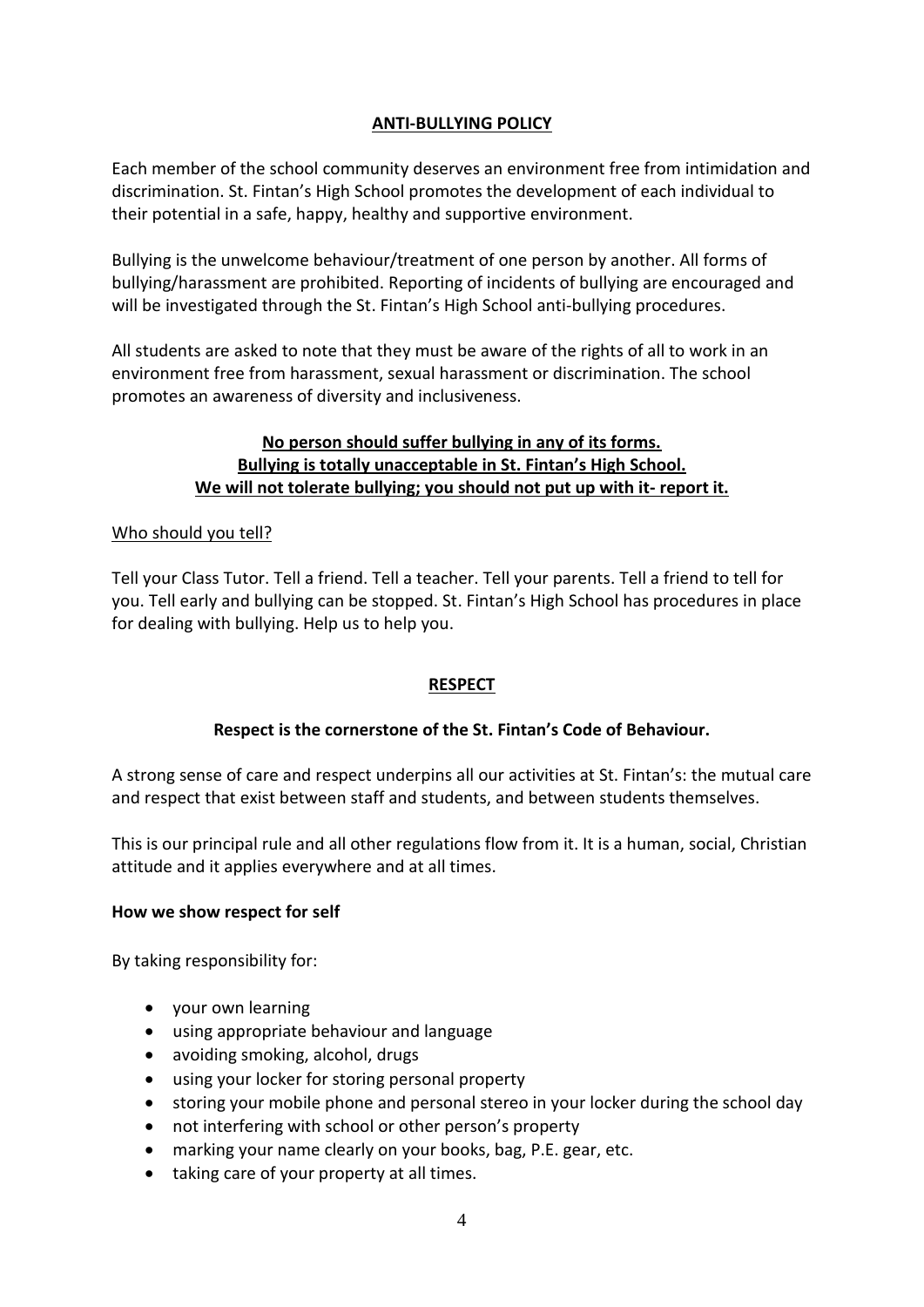## ANTI-BULLYING POLICY

Each member of the school community deserves an environment free from intimidation and discrimination. St. Fintan's High School promotes the development of each individual to their potential in a safe, happy, healthy and supportive environment.

Bullying is the unwelcome behaviour/treatment of one person by another. All forms of bullying/harassment are prohibited. Reporting of incidents of bullying are encouraged and will be investigated through the St. Fintan's High School anti-bullying procedures.

All students are asked to note that they must be aware of the rights of all to work in an environment free from harassment, sexual harassment or discrimination. The school promotes an awareness of diversity and inclusiveness.

**No person should suffer bullying in any of its forms.**
**Bullying is totally unacceptable in St. Fintan's High School.**
**We will not tolerate bullying; you should not put up with it- report it.**

Who should you tell?

Tell your Class Tutor. Tell a friend. Tell a teacher. Tell your parents. Tell a friend to tell for you. Tell early and bullying can be stopped. St. Fintan's High School has procedures in place for dealing with bullying. Help us to help you.

## RESPECT

**Respect is the cornerstone of the St. Fintan's Code of Behaviour.**

A strong sense of care and respect underpins all our activities at St. Fintan's: the mutual care and respect that exist between staff and students, and between students themselves.

This is our principal rule and all other regulations flow from it. It is a human, social, Christian attitude and it applies everywhere and at all times.

### How we show respect for self

By taking responsibility for:

- your own learning
- using appropriate behaviour and language
- avoiding smoking, alcohol, drugs
- using your locker for storing personal property
- storing your mobile phone and personal stereo in your locker during the school day
- not interfering with school or other person's property
- marking your name clearly on your books, bag, P.E. gear, etc.
- taking care of your property at all times.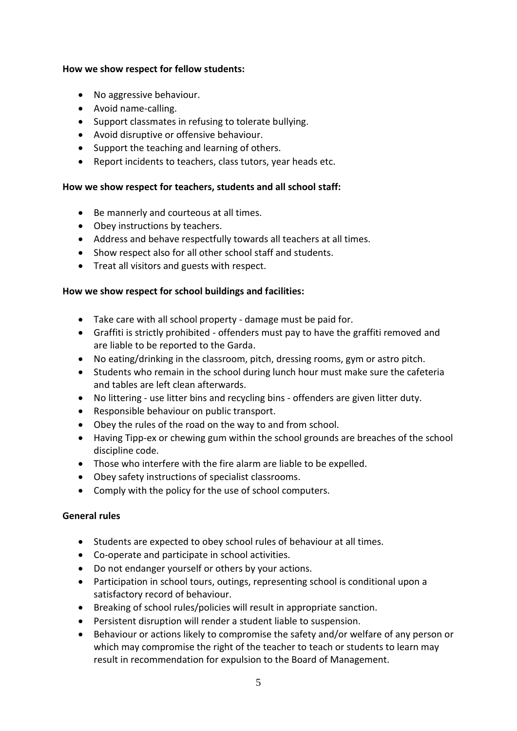**How we show respect for fellow students:**

- No aggressive behaviour.
- Avoid name-calling.
- Support classmates in refusing to tolerate bullying.
- Avoid disruptive or offensive behaviour.
- Support the teaching and learning of others.
- Report incidents to teachers, class tutors, year heads etc.

**How we show respect for teachers, students and all school staff:**

- Be mannerly and courteous at all times.
- Obey instructions by teachers.
- Address and behave respectfully towards all teachers at all times.
- Show respect also for all other school staff and students.
- Treat all visitors and guests with respect.

**How we show respect for school buildings and facilities:**

- Take care with all school property - damage must be paid for.
- Graffiti is strictly prohibited - offenders must pay to have the graffiti removed and are liable to be reported to the Garda.
- No eating/drinking in the classroom, pitch, dressing rooms, gym or astro pitch.
- Students who remain in the school during lunch hour must make sure the cafeteria and tables are left clean afterwards.
- No littering - use litter bins and recycling bins - offenders are given litter duty.
- Responsible behaviour on public transport.
- Obey the rules of the road on the way to and from school.
- Having Tipp-ex or chewing gum within the school grounds are breaches of the school discipline code.
- Those who interfere with the fire alarm are liable to be expelled.
- Obey safety instructions of specialist classrooms.
- Comply with the policy for the use of school computers.

**General rules**

- Students are expected to obey school rules of behaviour at all times.
- Co-operate and participate in school activities.
- Do not endanger yourself or others by your actions.
- Participation in school tours, outings, representing school is conditional upon a satisfactory record of behaviour.
- Breaking of school rules/policies will result in appropriate sanction.
- Persistent disruption will render a student liable to suspension.
- Behaviour or actions likely to compromise the safety and/or welfare of any person or which may compromise the right of the teacher to teach or students to learn may result in recommendation for expulsion to the Board of Management.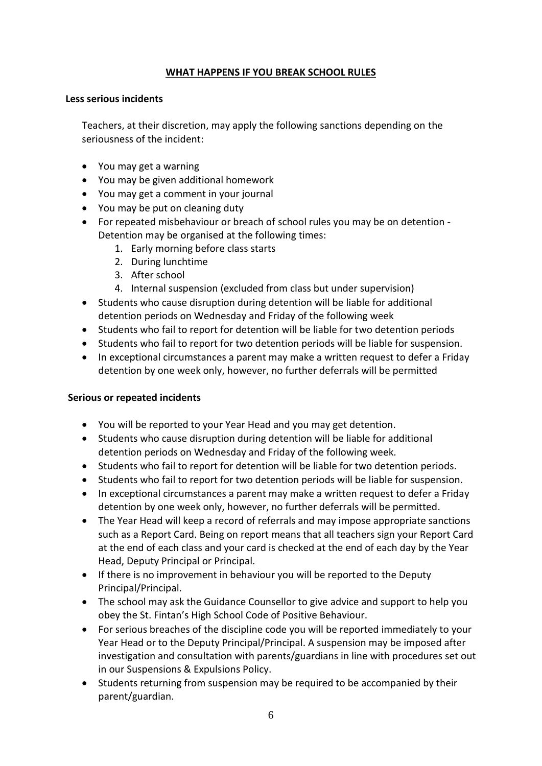## WHAT HAPPENS IF YOU BREAK SCHOOL RULES

### Less serious incidents

Teachers, at their discretion, may apply the following sanctions depending on the seriousness of the incident:

- You may get a warning
- You may be given additional homework
- You may get a comment in your journal
- You may be put on cleaning duty
- For repeated misbehaviour or breach of school rules you may be on detention - Detention may be organised at the following times:
    1. Early morning before class starts
    2. During lunchtime
    3. After school
    4. Internal suspension (excluded from class but under supervision)
- Students who cause disruption during detention will be liable for additional detention periods on Wednesday and Friday of the following week
- Students who fail to report for detention will be liable for two detention periods
- Students who fail to report for two detention periods will be liable for suspension.
- In exceptional circumstances a parent may make a written request to defer a Friday detention by one week only, however, no further deferrals will be permitted

### Serious or repeated incidents

- You will be reported to your Year Head and you may get detention.
- Students who cause disruption during detention will be liable for additional detention periods on Wednesday and Friday of the following week.
- Students who fail to report for detention will be liable for two detention periods.
- Students who fail to report for two detention periods will be liable for suspension.
- In exceptional circumstances a parent may make a written request to defer a Friday detention by one week only, however, no further deferrals will be permitted.
- The Year Head will keep a record of referrals and may impose appropriate sanctions such as a Report Card. Being on report means that all teachers sign your Report Card at the end of each class and your card is checked at the end of each day by the Year Head, Deputy Principal or Principal.
- If there is no improvement in behaviour you will be reported to the Deputy Principal/Principal.
- The school may ask the Guidance Counsellor to give advice and support to help you obey the St. Fintan's High School Code of Positive Behaviour.
- For serious breaches of the discipline code you will be reported immediately to your Year Head or to the Deputy Principal/Principal. A suspension may be imposed after investigation and consultation with parents/guardians in line with procedures set out in our Suspensions & Expulsions Policy.
- Students returning from suspension may be required to be accompanied by their parent/guardian.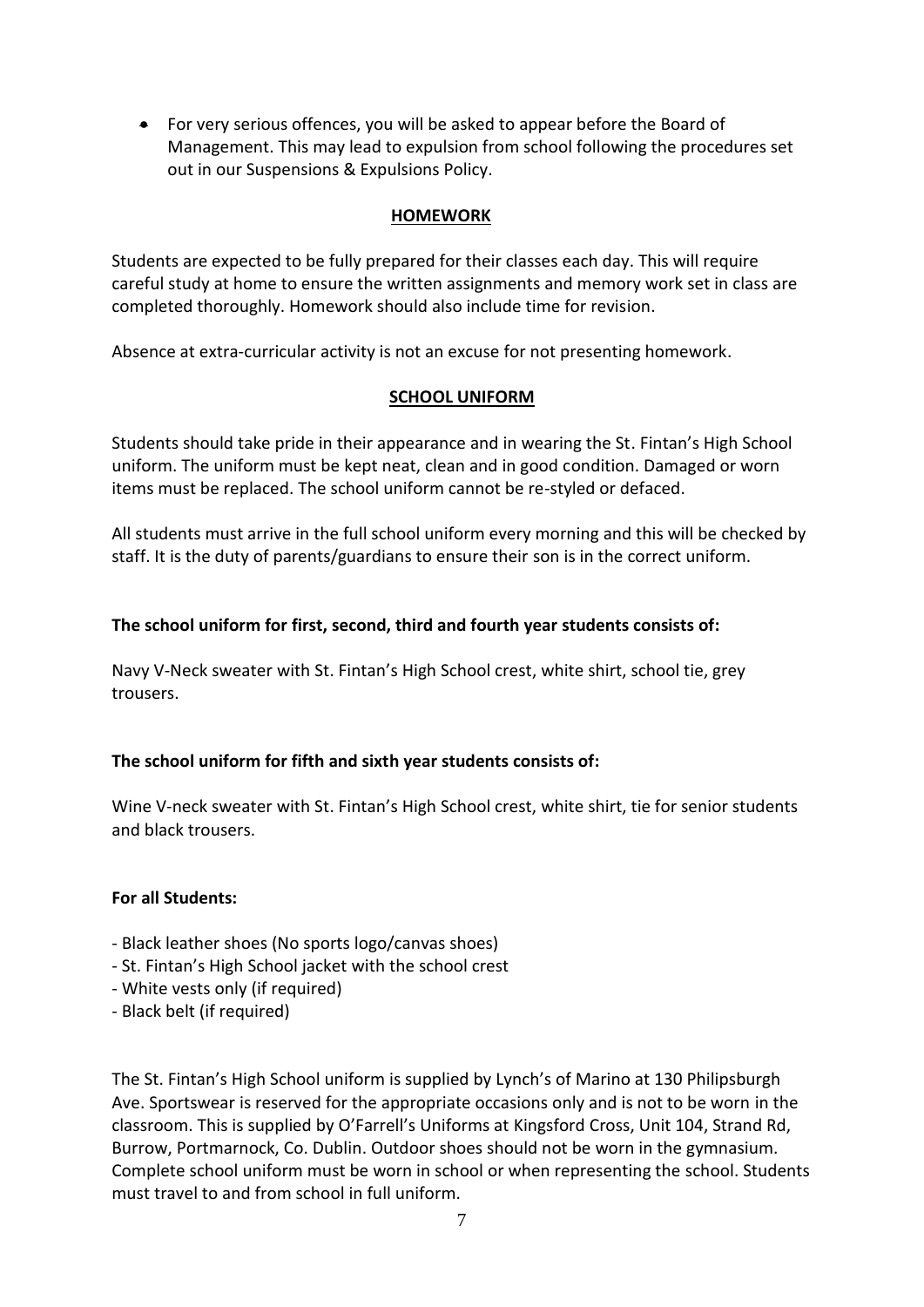- For very serious offences, you will be asked to appear before the Board of Management. This may lead to expulsion from school following the procedures set out in our Suspensions & Expulsions Policy.

## HOMEWORK

Students are expected to be fully prepared for their classes each day. This will require careful study at home to ensure the written assignments and memory work set in class are completed thoroughly. Homework should also include time for revision.

Absence at extra-curricular activity is not an excuse for not presenting homework.

## SCHOOL UNIFORM

Students should take pride in their appearance and in wearing the St. Fintan's High School uniform. The uniform must be kept neat, clean and in good condition. Damaged or worn items must be replaced. The school uniform cannot be re-styled or defaced.

All students must arrive in the full school uniform every morning and this will be checked by staff. It is the duty of parents/guardians to ensure their son is in the correct uniform.

**The school uniform for first, second, third and fourth year students consists of:**

Navy V-Neck sweater with St. Fintan's High School crest, white shirt, school tie, grey trousers.

**The school uniform for fifth and sixth year students consists of:**

Wine V-neck sweater with St. Fintan's High School crest, white shirt, tie for senior students and black trousers.

**For all Students:**

- Black leather shoes (No sports logo/canvas shoes)
- St. Fintan's High School jacket with the school crest
- White vests only (if required)
- Black belt (if required)

The St. Fintan's High School uniform is supplied by Lynch's of Marino at 130 Philipsburgh Ave. Sportswear is reserved for the appropriate occasions only and is not to be worn in the classroom. This is supplied by O'Farrell's Uniforms at Kingsford Cross, Unit 104, Strand Rd, Burrow, Portmarnock, Co. Dublin. Outdoor shoes should not be worn in the gymnasium. Complete school uniform must be worn in school or when representing the school. Students must travel to and from school in full uniform.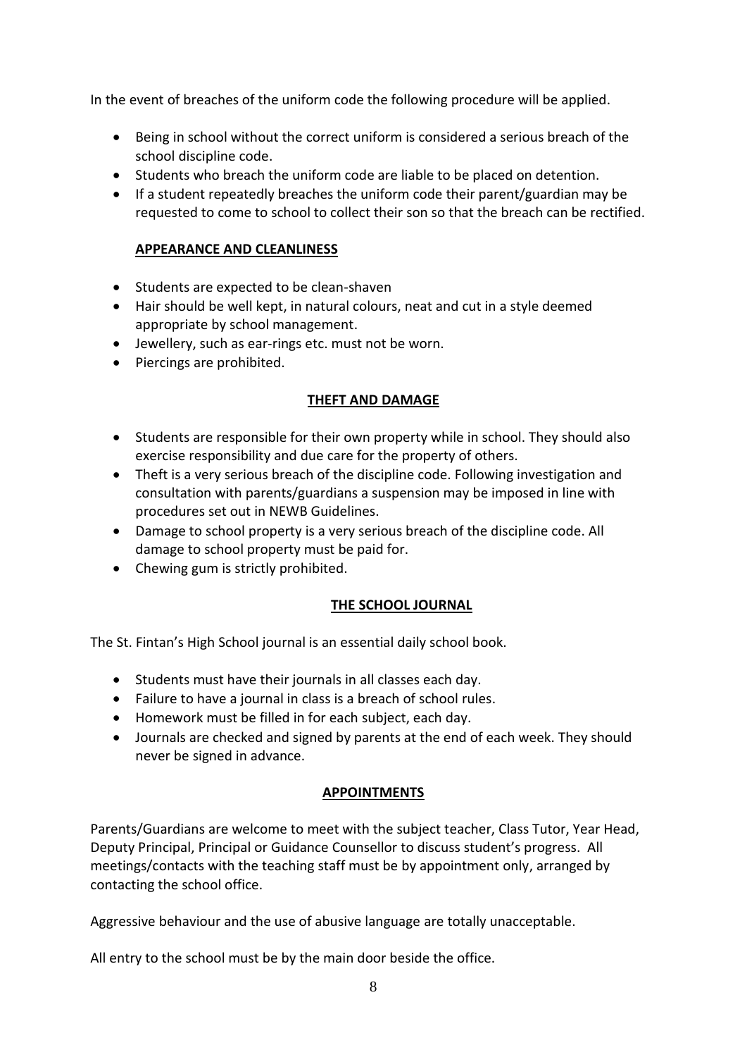In the event of breaches of the uniform code the following procedure will be applied.

- Being in school without the correct uniform is considered a serious breach of the school discipline code.
- Students who breach the uniform code are liable to be placed on detention.
- If a student repeatedly breaches the uniform code their parent/guardian may be requested to come to school to collect their son so that the breach can be rectified.

## APPEARANCE AND CLEANLINESS

- Students are expected to be clean-shaven
- Hair should be well kept, in natural colours, neat and cut in a style deemed appropriate by school management.
- Jewellery, such as ear-rings etc. must not be worn.
- Piercings are prohibited.

## THEFT AND DAMAGE

- Students are responsible for their own property while in school. They should also exercise responsibility and due care for the property of others.
- Theft is a very serious breach of the discipline code. Following investigation and consultation with parents/guardians a suspension may be imposed in line with procedures set out in NEWB Guidelines.
- Damage to school property is a very serious breach of the discipline code. All damage to school property must be paid for.
- Chewing gum is strictly prohibited.

## THE SCHOOL JOURNAL

The St. Fintan's High School journal is an essential daily school book.

- Students must have their journals in all classes each day.
- Failure to have a journal in class is a breach of school rules.
- Homework must be filled in for each subject, each day.
- Journals are checked and signed by parents at the end of each week. They should never be signed in advance.

## APPOINTMENTS

Parents/Guardians are welcome to meet with the subject teacher, Class Tutor, Year Head, Deputy Principal, Principal or Guidance Counsellor to discuss student's progress. All meetings/contacts with the teaching staff must be by appointment only, arranged by contacting the school office.

Aggressive behaviour and the use of abusive language are totally unacceptable.

All entry to the school must be by the main door beside the office.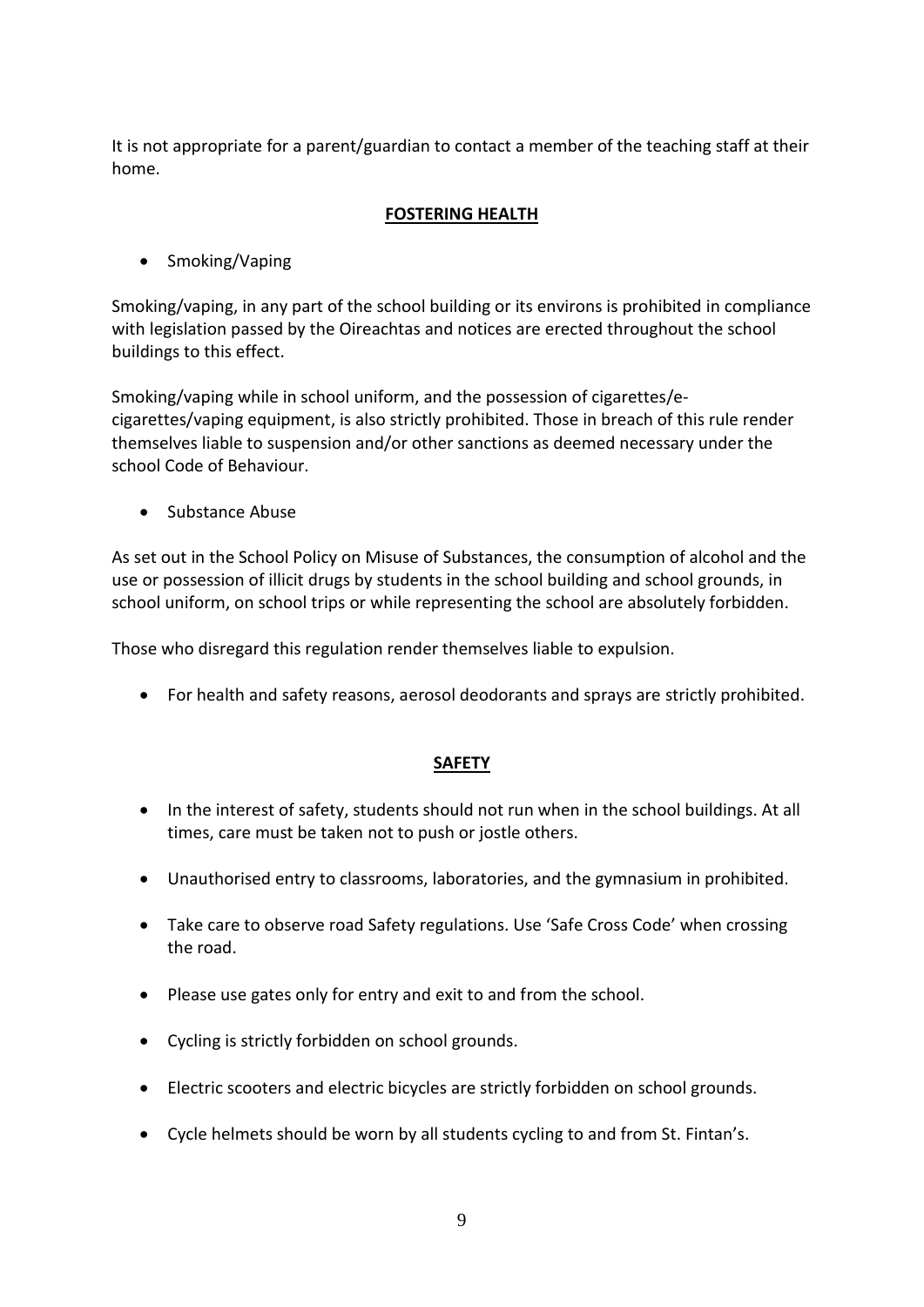It is not appropriate for a parent/guardian to contact a member of the teaching staff at their home.

## FOSTERING HEALTH

- Smoking/Vaping

Smoking/vaping, in any part of the school building or its environs is prohibited in compliance with legislation passed by the Oireachtas and notices are erected throughout the school buildings to this effect.

Smoking/vaping while in school uniform, and the possession of cigarettes/e-cigarettes/vaping equipment, is also strictly prohibited. Those in breach of this rule render themselves liable to suspension and/or other sanctions as deemed necessary under the school Code of Behaviour.

- Substance Abuse

As set out in the School Policy on Misuse of Substances, the consumption of alcohol and the use or possession of illicit drugs by students in the school building and school grounds, in school uniform, on school trips or while representing the school are absolutely forbidden.

Those who disregard this regulation render themselves liable to expulsion.

- For health and safety reasons, aerosol deodorants and sprays are strictly prohibited.

## SAFETY

- In the interest of safety, students should not run when in the school buildings. At all times, care must be taken not to push or jostle others.
- Unauthorised entry to classrooms, laboratories, and the gymnasium in prohibited.
- Take care to observe road Safety regulations. Use 'Safe Cross Code' when crossing the road.
- Please use gates only for entry and exit to and from the school.
- Cycling is strictly forbidden on school grounds.
- Electric scooters and electric bicycles are strictly forbidden on school grounds.
- Cycle helmets should be worn by all students cycling to and from St. Fintan's.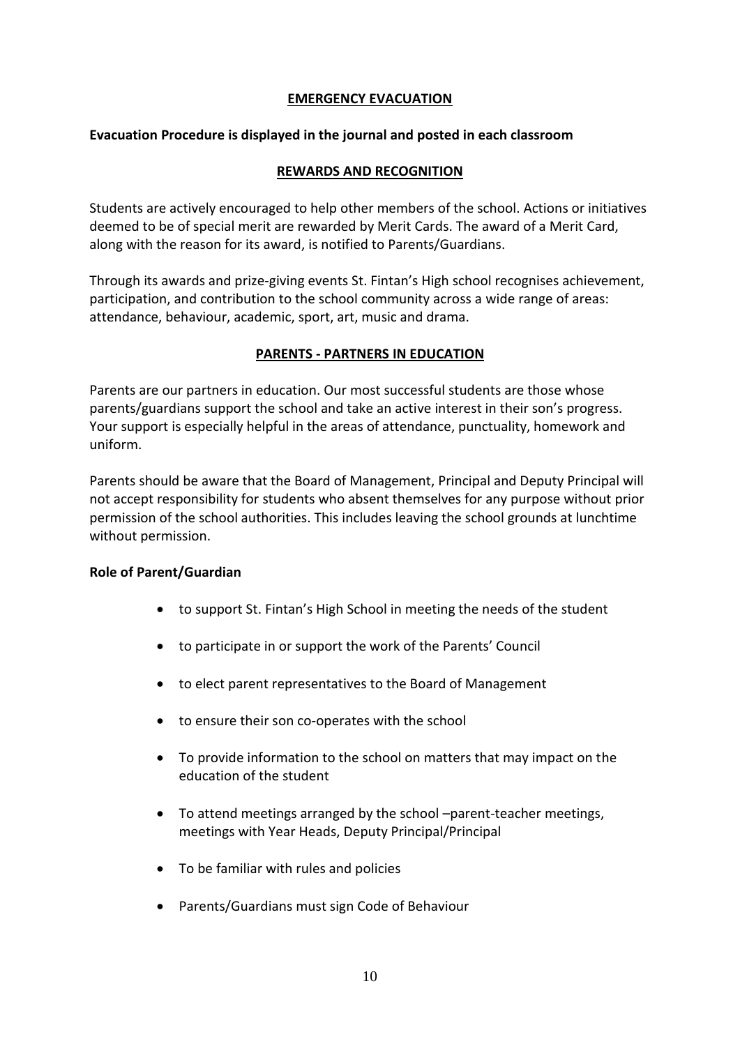## EMERGENCY EVACUATION

**Evacuation Procedure is displayed in the journal and posted in each classroom**

## REWARDS AND RECOGNITION

Students are actively encouraged to help other members of the school. Actions or initiatives deemed to be of special merit are rewarded by Merit Cards. The award of a Merit Card, along with the reason for its award, is notified to Parents/Guardians.

Through its awards and prize-giving events St. Fintan's High school recognises achievement, participation, and contribution to the school community across a wide range of areas: attendance, behaviour, academic, sport, art, music and drama.

## PARENTS - PARTNERS IN EDUCATION

Parents are our partners in education. Our most successful students are those whose parents/guardians support the school and take an active interest in their son's progress. Your support is especially helpful in the areas of attendance, punctuality, homework and uniform.

Parents should be aware that the Board of Management, Principal and Deputy Principal will not accept responsibility for students who absent themselves for any purpose without prior permission of the school authorities. This includes leaving the school grounds at lunchtime without permission.

**Role of Parent/Guardian**

- to support St. Fintan's High School in meeting the needs of the student
- to participate in or support the work of the Parents' Council
- to elect parent representatives to the Board of Management
- to ensure their son co-operates with the school
- To provide information to the school on matters that may impact on the education of the student
- To attend meetings arranged by the school –parent-teacher meetings, meetings with Year Heads, Deputy Principal/Principal
- To be familiar with rules and policies
- Parents/Guardians must sign Code of Behaviour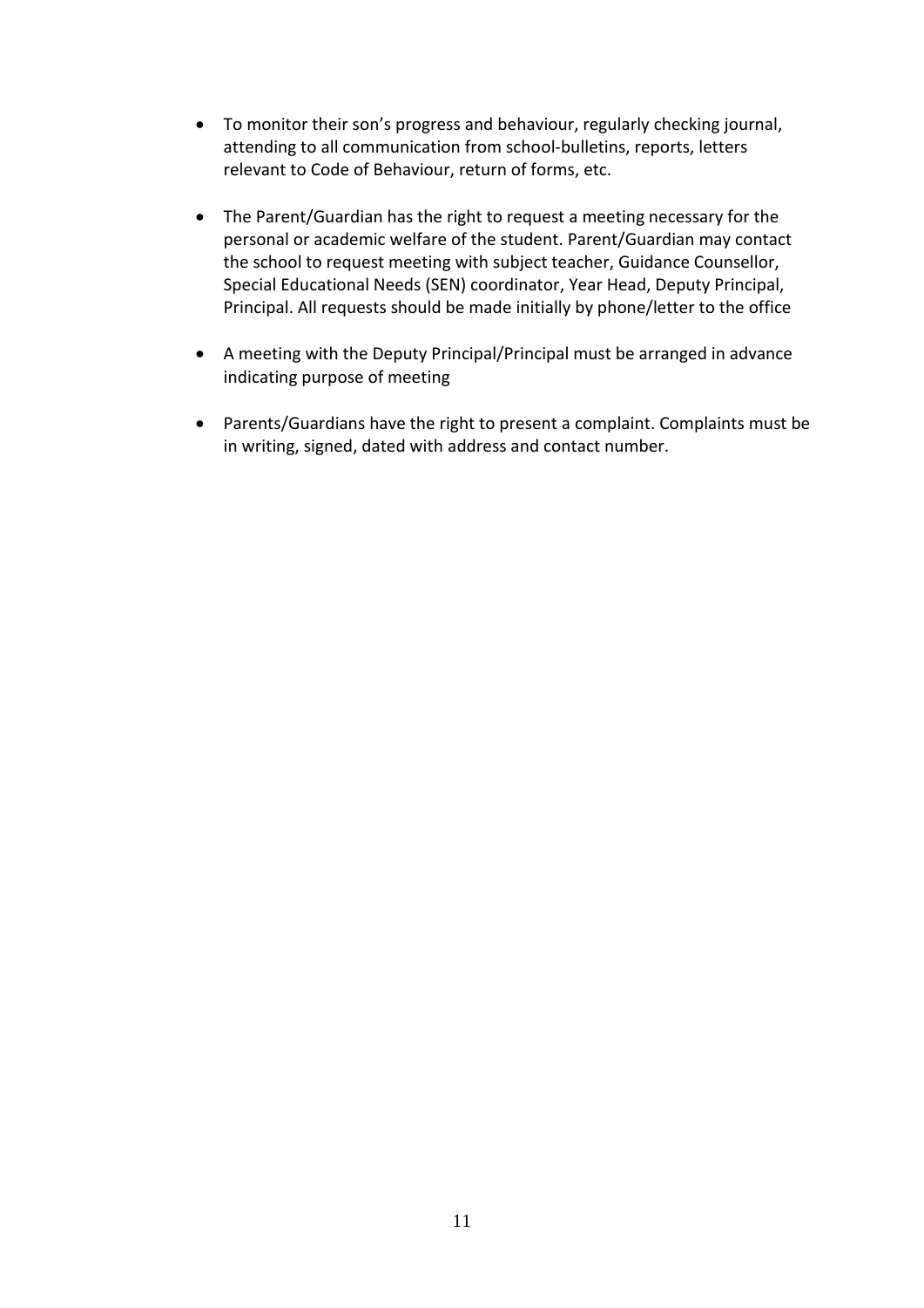- To monitor their son's progress and behaviour, regularly checking journal, attending to all communication from school-bulletins, reports, letters relevant to Code of Behaviour, return of forms, etc.

- The Parent/Guardian has the right to request a meeting necessary for the personal or academic welfare of the student. Parent/Guardian may contact the school to request meeting with subject teacher, Guidance Counsellor, Special Educational Needs (SEN) coordinator, Year Head, Deputy Principal, Principal. All requests should be made initially by phone/letter to the office

- A meeting with the Deputy Principal/Principal must be arranged in advance indicating purpose of meeting

- Parents/Guardians have the right to present a complaint. Complaints must be in writing, signed, dated with address and contact number.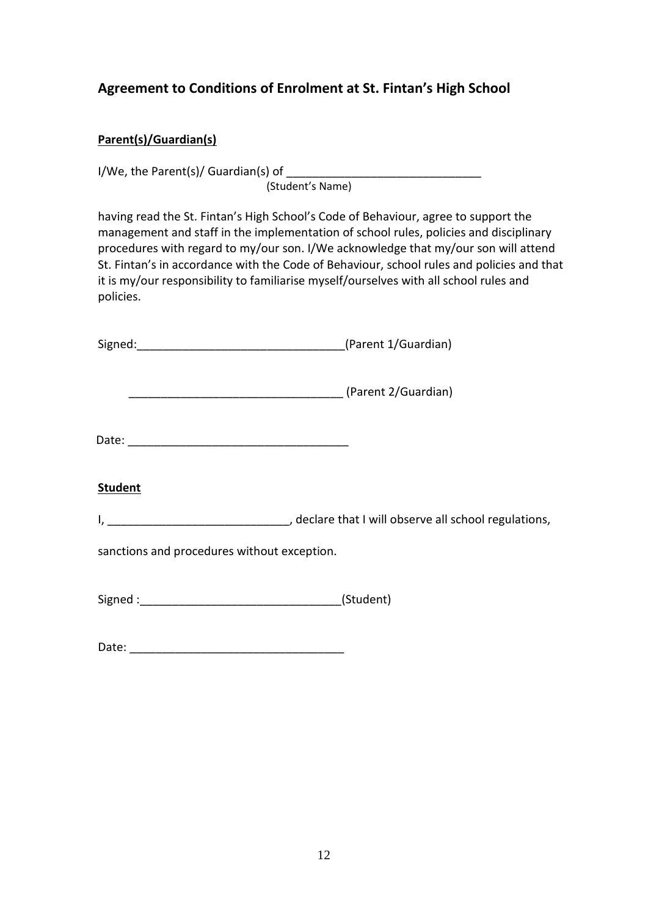## Agreement to Conditions of Enrolment at St. Fintan's High School

**Parent(s)/Guardian(s)**

I/We, the Parent(s)/ Guardian(s) of ______________________________
(Student's Name)

having read the St. Fintan's High School's Code of Behaviour, agree to support the management and staff in the implementation of school rules, policies and disciplinary procedures with regard to my/our son. I/We acknowledge that my/our son will attend St. Fintan's in accordance with the Code of Behaviour, school rules and policies and that it is my/our responsibility to familiarise myself/ourselves with all school rules and policies.

Signed:________________________________(Parent 1/Guardian)

________________________________ (Parent 2/Guardian)

Date: _________________________________

**Student**

I, ____________________________, declare that I will observe all school regulations,

sanctions and procedures without exception.

Signed :______________________________(Student)

Date: _________________________________